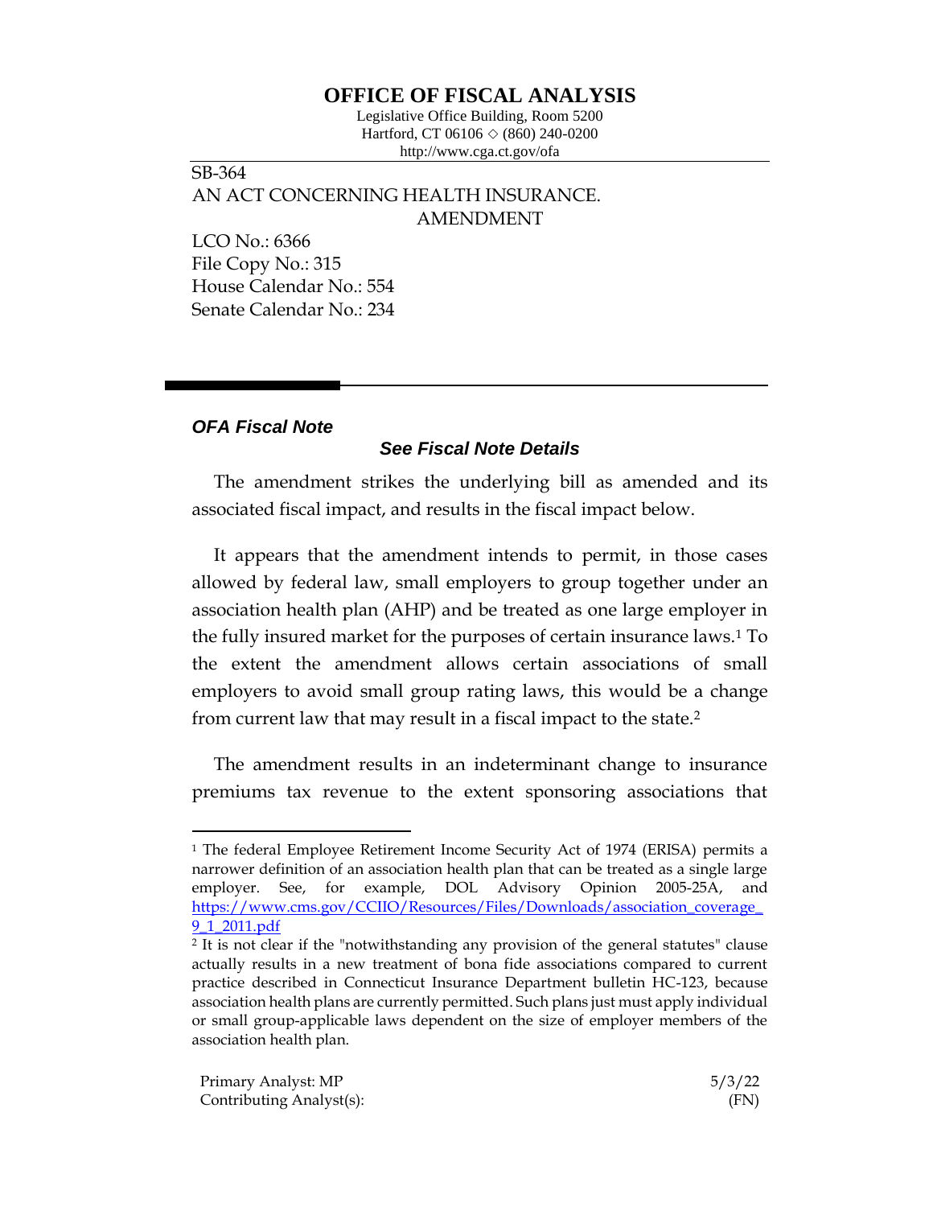# OFFICE OF FISCAL ANALYSIS

Legislative Office Building, Room 5200
Hartford, CT 06106 ◇ (860) 240-0200
http://www.cga.ct.gov/ofa

SB-364
AN ACT CONCERNING HEALTH INSURANCE.
AMENDMENT

LCO No.: 6366
File Copy No.: 315
House Calendar No.: 554
Senate Calendar No.: 234

***OFA Fiscal Note***

***See Fiscal Note Details***

The amendment strikes the underlying bill as amended and its associated fiscal impact, and results in the fiscal impact below.

It appears that the amendment intends to permit, in those cases allowed by federal law, small employers to group together under an association health plan (AHP) and be treated as one large employer in the fully insured market for the purposes of certain insurance laws.[1] To the extent the amendment allows certain associations of small employers to avoid small group rating laws, this would be a change from current law that may result in a fiscal impact to the state.[2]

The amendment results in an indeterminant change to insurance premiums tax revenue to the extent sponsoring associations that

[1] The federal Employee Retirement Income Security Act of 1974 (ERISA) permits a narrower definition of an association health plan that can be treated as a single large employer. See, for example, DOL Advisory Opinion 2005-25A, and https://www.cms.gov/CCIIO/Resources/Files/Downloads/association_coverage_9_1_2011.pdf

[2] It is not clear if the "notwithstanding any provision of the general statutes" clause actually results in a new treatment of bona fide associations compared to current practice described in Connecticut Insurance Department bulletin HC-123, because association health plans are currently permitted. Such plans just must apply individual or small group-applicable laws dependent on the size of employer members of the association health plan.

Primary Analyst: MP 5/3/22
Contributing Analyst(s): (FN)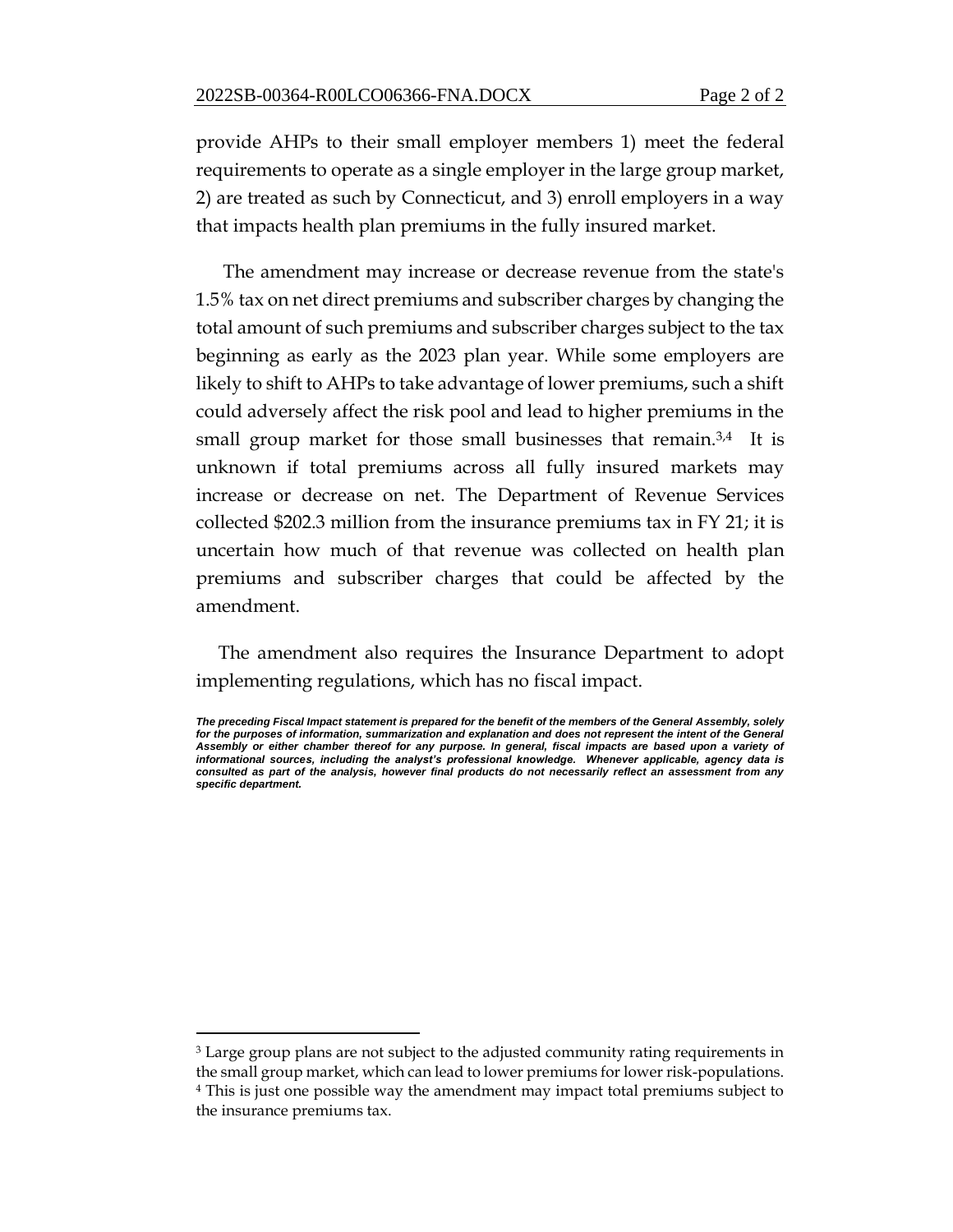provide AHPs to their small employer members 1) meet the federal requirements to operate as a single employer in the large group market, 2) are treated as such by Connecticut, and 3) enroll employers in a way that impacts health plan premiums in the fully insured market.

The amendment may increase or decrease revenue from the state's 1.5% tax on net direct premiums and subscriber charges by changing the total amount of such premiums and subscriber charges subject to the tax beginning as early as the 2023 plan year. While some employers are likely to shift to AHPs to take advantage of lower premiums, such a shift could adversely affect the risk pool and lead to higher premiums in the small group market for those small businesses that remain.[3,4] It is unknown if total premiums across all fully insured markets may increase or decrease on net. The Department of Revenue Services collected $202.3 million from the insurance premiums tax in FY 21; it is uncertain how much of that revenue was collected on health plan premiums and subscriber charges that could be affected by the amendment.

The amendment also requires the Insurance Department to adopt implementing regulations, which has no fiscal impact.

***The preceding Fiscal Impact statement is prepared for the benefit of the members of the General Assembly, solely for the purposes of information, summarization and explanation and does not represent the intent of the General Assembly or either chamber thereof for any purpose. In general, fiscal impacts are based upon a variety of informational sources, including the analyst's professional knowledge. Whenever applicable, agency data is consulted as part of the analysis, however final products do not necessarily reflect an assessment from any specific department.***

[3] Large group plans are not subject to the adjusted community rating requirements in the small group market, which can lead to lower premiums for lower risk-populations.

[4] This is just one possible way the amendment may impact total premiums subject to the insurance premiums tax.